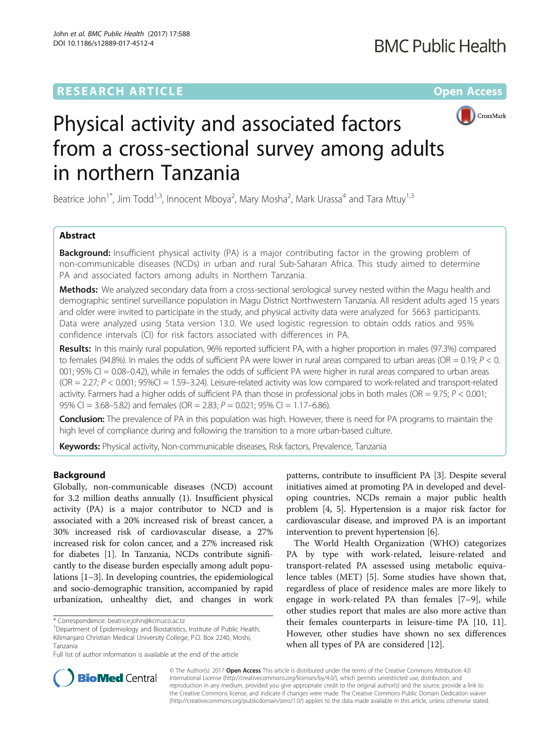# Physical activity and associated factors from a cross-sectional survey among adults in northern Tanzania

Beatrice John[1*], Jim Todd[1,3], Innocent Mboya[2], Mary Mosha[2], Mark Urassa[4] and Tara Mtuy[1,3]

## Abstract

**Background:** Insufficient physical activity (PA) is a major contributing factor in the growing problem of non-communicable diseases (NCDs) in urban and rural Sub-Saharan Africa. This study aimed to determine PA and associated factors among adults in Northern Tanzania.

**Methods:** We analyzed secondary data from a cross-sectional serological survey nested within the Magu health and demographic sentinel surveillance population in Magu District Northwestern Tanzania. All resident adults aged 15 years and older were invited to participate in the study, and physical activity data were analyzed for 5663 participants. Data were analyzed using Stata version 13.0. We used logistic regression to obtain odds ratios and 95% confidence intervals (CI) for risk factors associated with differences in PA.

**Results:** In this mainly rural population, 96% reported sufficient PA, with a higher proportion in males (97.3%) compared to females (94.8%). In males the odds of sufficient PA were lower in rural areas compared to urban areas (OR = 0.19; $P < 0.001$; 95% CI = 0.08–0.42), while in females the odds of sufficient PA were higher in rural areas compared to urban areas (OR = 2.27; $P < 0.001$; 95%CI = 1.59–3.24). Leisure-related activity was low compared to work-related and transport-related activity. Farmers had a higher odds of sufficient PA than those in professional jobs in both males (OR = 9.75; $P < 0.001$; 95% CI = 3.68–5.82) and females (OR = 2.83; $P = 0.021$; 95% CI = 1.17–6.86).

**Conclusion:** The prevalence of PA in this population was high. However, there is need for PA programs to maintain the high level of compliance during and following the transition to a more urban-based culture.

**Keywords:** Physical activity, Non-communicable diseases, Risk factors, Prevalence, Tanzania

## Background

Globally, non-communicable diseases (NCD) account for 3.2 million deaths annually (1). Insufficient physical activity (PA) is a major contributor to NCD and is associated with a 20% increased risk of breast cancer, a 30% increased risk of cardiovascular disease, a 27% increased risk for colon cancer, and a 27% increased risk for diabetes [1]. In Tanzania, NCDs contribute significantly to the disease burden especially among adult populations [1–3]. In developing countries, the epidemiological and socio-demographic transition, accompanied by rapid urbanization, unhealthy diet, and changes in work patterns, contribute to insufficient PA [3]. Despite several initiatives aimed at promoting PA in developed and developing countries, NCDs remain a major public health problem [4, 5]. Hypertension is a major risk factor for cardiovascular disease, and improved PA is an important intervention to prevent hypertension [6].

The World Health Organization (WHO) categorizes PA by type with work-related, leisure-related and transport-related PA assessed using metabolic equivalence tables (MET) [5]. Some studies have shown that, regardless of place of residence males are more likely to engage in work-related PA than females [7–9], while other studies report that males are also more active than their females counterparts in leisure-time PA [10, 11]. However, other studies have shown no sex differences when all types of PA are considered [12].

\* Correspondence: beatrice.john@kcmuco.ac.tz
[1]Department of Epidemiology and Biostatistics, Institute of Public Health, Kilimanjaro Christian Medical University College, P.O. Box 2240, Moshi, Tanzania
Full list of author information is available at the end of the article

© The Author(s). 2017 **Open Access** This article is distributed under the terms of the Creative Commons Attribution 4.0 International License (http://creativecommons.org/licenses/by/4.0/), which permits unrestricted use, distribution, and reproduction in any medium, provided you give appropriate credit to the original author(s) and the source, provide a link to the Creative Commons license, and indicate if changes were made. The Creative Commons Public Domain Dedication waiver (http://creativecommons.org/publicdomain/zero/1.0/) applies to the data made available in this article, unless otherwise stated.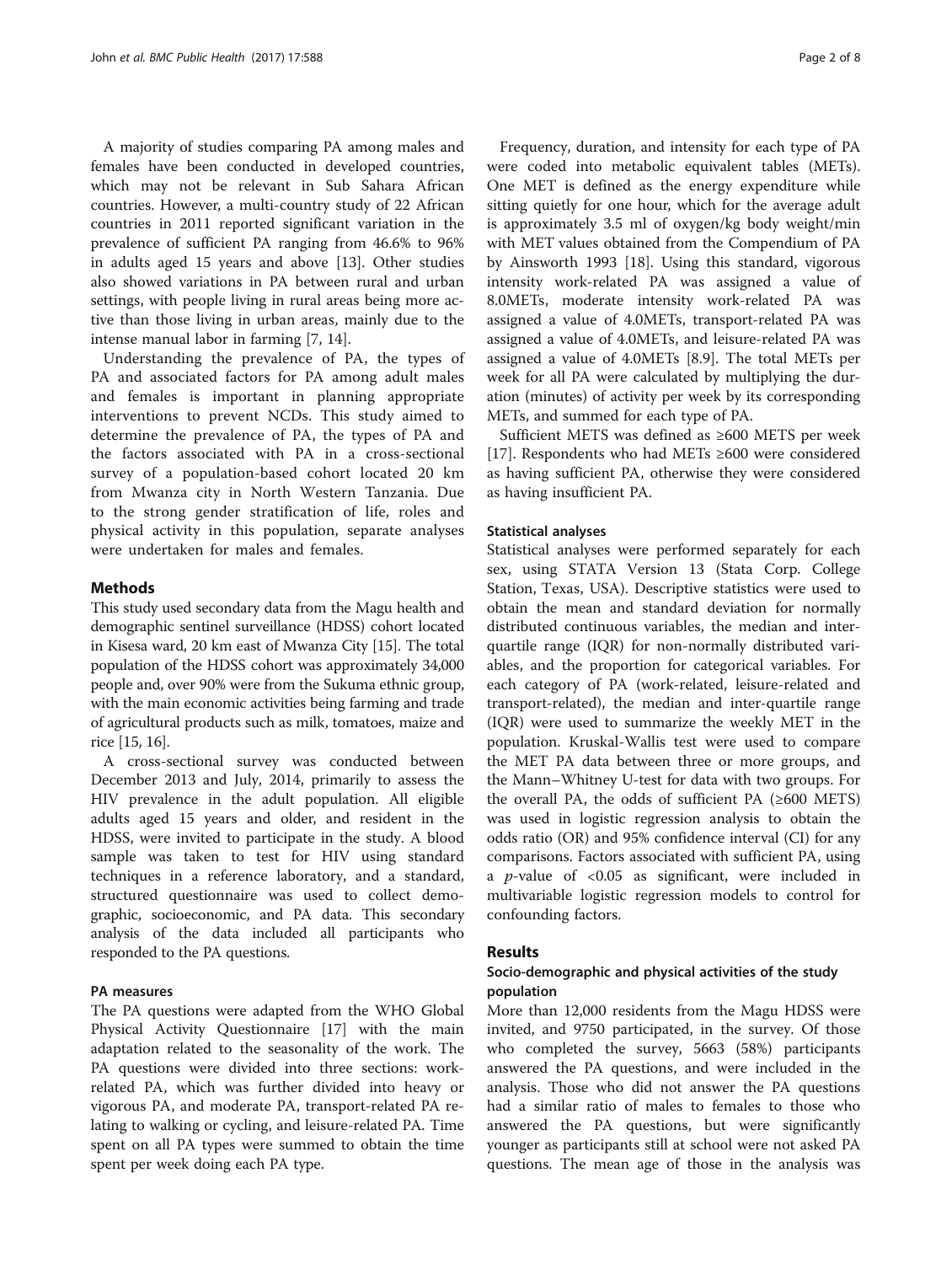A majority of studies comparing PA among males and females have been conducted in developed countries, which may not be relevant in Sub Sahara African countries. However, a multi-country study of 22 African countries in 2011 reported significant variation in the prevalence of sufficient PA ranging from 46.6% to 96% in adults aged 15 years and above [13]. Other studies also showed variations in PA between rural and urban settings, with people living in rural areas being more active than those living in urban areas, mainly due to the intense manual labor in farming [7, 14].

Understanding the prevalence of PA, the types of PA and associated factors for PA among adult males and females is important in planning appropriate interventions to prevent NCDs. This study aimed to determine the prevalence of PA, the types of PA and the factors associated with PA in a cross-sectional survey of a population-based cohort located 20 km from Mwanza city in North Western Tanzania. Due to the strong gender stratification of life, roles and physical activity in this population, separate analyses were undertaken for males and females.

## Methods

This study used secondary data from the Magu health and demographic sentinel surveillance (HDSS) cohort located in Kisesa ward, 20 km east of Mwanza City [15]. The total population of the HDSS cohort was approximately 34,000 people and, over 90% were from the Sukuma ethnic group, with the main economic activities being farming and trade of agricultural products such as milk, tomatoes, maize and rice [15, 16].

A cross-sectional survey was conducted between December 2013 and July, 2014, primarily to assess the HIV prevalence in the adult population. All eligible adults aged 15 years and older, and resident in the HDSS, were invited to participate in the study. A blood sample was taken to test for HIV using standard techniques in a reference laboratory, and a standard, structured questionnaire was used to collect demographic, socioeconomic, and PA data. This secondary analysis of the data included all participants who responded to the PA questions.

### PA measures

The PA questions were adapted from the WHO Global Physical Activity Questionnaire [17] with the main adaptation related to the seasonality of the work. The PA questions were divided into three sections: work-related PA, which was further divided into heavy or vigorous PA, and moderate PA, transport-related PA relating to walking or cycling, and leisure-related PA. Time spent on all PA types were summed to obtain the time spent per week doing each PA type.

Frequency, duration, and intensity for each type of PA were coded into metabolic equivalent tables (METs). One MET is defined as the energy expenditure while sitting quietly for one hour, which for the average adult is approximately 3.5 ml of oxygen/kg body weight/min with MET values obtained from the Compendium of PA by Ainsworth 1993 [18]. Using this standard, vigorous intensity work-related PA was assigned a value of 8.0METs, moderate intensity work-related PA was assigned a value of 4.0METs, transport-related PA was assigned a value of 4.0METs, and leisure-related PA was assigned a value of 4.0METs [8.9]. The total METs per week for all PA were calculated by multiplying the duration (minutes) of activity per week by its corresponding METs, and summed for each type of PA.

Sufficient METS was defined as ≥600 METS per week [17]. Respondents who had METs ≥600 were considered as having sufficient PA, otherwise they were considered as having insufficient PA.

### Statistical analyses

Statistical analyses were performed separately for each sex, using STATA Version 13 (Stata Corp. College Station, Texas, USA). Descriptive statistics were used to obtain the mean and standard deviation for normally distributed continuous variables, the median and inter-quartile range (IQR) for non-normally distributed variables, and the proportion for categorical variables. For each category of PA (work-related, leisure-related and transport-related), the median and inter-quartile range (IQR) were used to summarize the weekly MET in the population. Kruskal-Wallis test were used to compare the MET PA data between three or more groups, and the Mann–Whitney U-test for data with two groups. For the overall PA, the odds of sufficient PA (≥600 METS) was used in logistic regression analysis to obtain the odds ratio (OR) and 95% confidence interval (CI) for any comparisons. Factors associated with sufficient PA, using a $p$-value of $<0.05$ as significant, were included in multivariable logistic regression models to control for confounding factors.

## Results

### Socio-demographic and physical activities of the study population

More than 12,000 residents from the Magu HDSS were invited, and 9750 participated, in the survey. Of those who completed the survey, 5663 (58%) participants answered the PA questions, and were included in the analysis. Those who did not answer the PA questions had a similar ratio of males to females to those who answered the PA questions, but were significantly younger as participants still at school were not asked PA questions. The mean age of those in the analysis was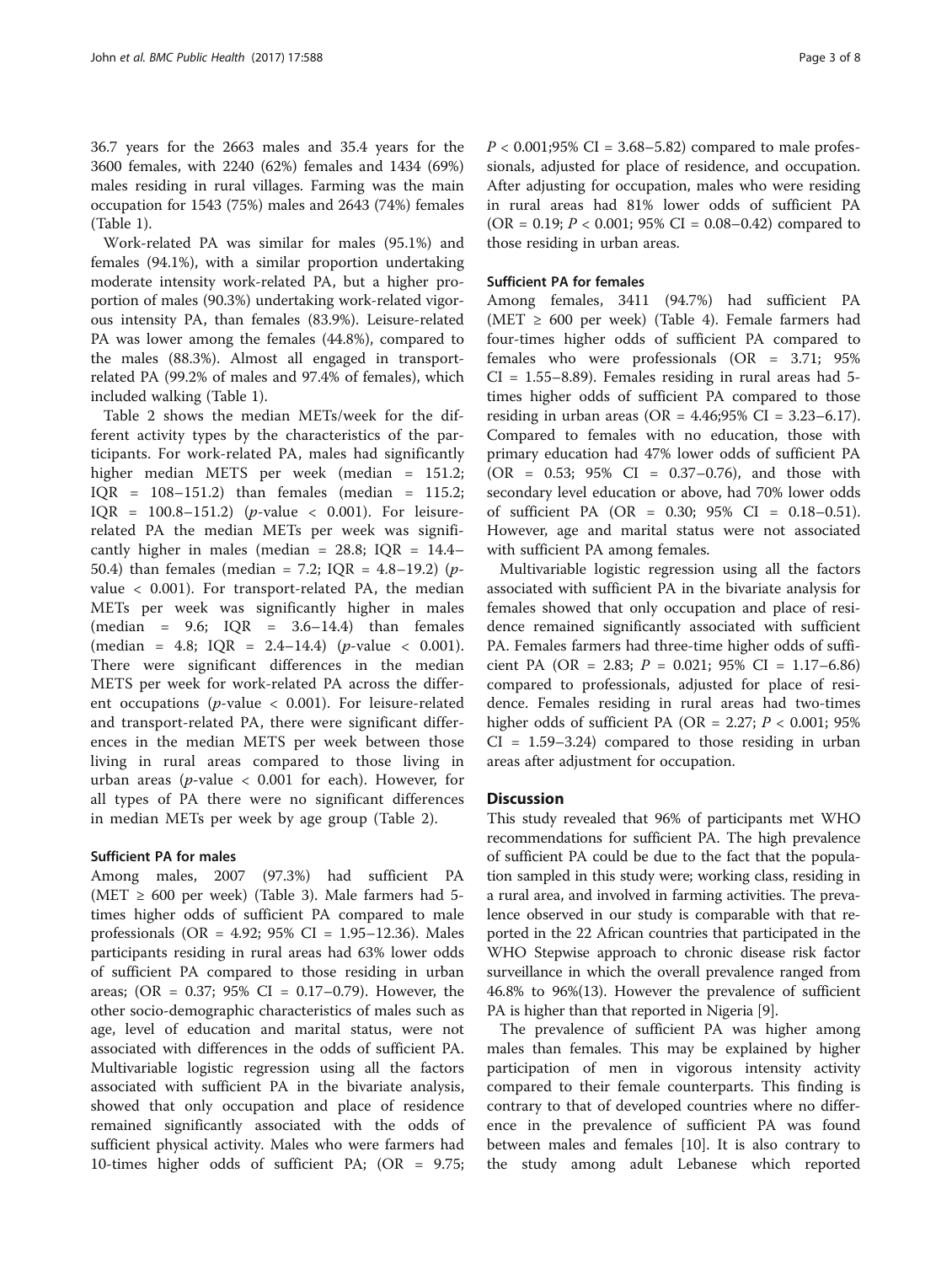36.7 years for the 2663 males and 35.4 years for the 3600 females, with 2240 (62%) females and 1434 (69%) males residing in rural villages. Farming was the main occupation for 1543 (75%) males and 2643 (74%) females (Table 1).

Work-related PA was similar for males (95.1%) and females (94.1%), with a similar proportion undertaking moderate intensity work-related PA, but a higher proportion of males (90.3%) undertaking work-related vigorous intensity PA, than females (83.9%). Leisure-related PA was lower among the females (44.8%), compared to the males (88.3%). Almost all engaged in transport-related PA (99.2% of males and 97.4% of females), which included walking (Table 1).

Table 2 shows the median METs/week for the different activity types by the characteristics of the participants. For work-related PA, males had significantly higher median METS per week (median = 151.2; IQR = 108–151.2) than females (median = 115.2; IQR = 100.8–151.2) (*p*-value $< 0.001$). For leisure-related PA the median METs per week was significantly higher in males (median = 28.8; IQR = 14.4–50.4) than females (median = 7.2; IQR = 4.8–19.2) (*p*-value $< 0.001$). For transport-related PA, the median METs per week was significantly higher in males (median = 9.6; IQR = 3.6–14.4) than females (median = 4.8; IQR = 2.4–14.4) (*p*-value $< 0.001$). There were significant differences in the median METS per week for work-related PA across the different occupations (*p*-value $< 0.001$). For leisure-related and transport-related PA, there were significant differences in the median METS per week between those living in rural areas compared to those living in urban areas (*p*-value $< 0.001$ for each). However, for all types of PA there were no significant differences in median METs per week by age group (Table 2).

### Sufficient PA for males

Among males, 2007 (97.3%) had sufficient PA (MET $\geq$ 600 per week) (Table 3). Male farmers had 5-times higher odds of sufficient PA compared to male professionals (OR = 4.92; 95% CI = 1.95–12.36). Males participants residing in rural areas had 63% lower odds of sufficient PA compared to those residing in urban areas; (OR = 0.37; 95% CI = 0.17–0.79). However, the other socio-demographic characteristics of males such as age, level of education and marital status, were not associated with differences in the odds of sufficient PA. Multivariable logistic regression using all the factors associated with sufficient PA in the bivariate analysis, showed that only occupation and place of residence remained significantly associated with the odds of sufficient physical activity. Males who were farmers had 10-times higher odds of sufficient PA; (OR = 9.75; $P < 0.001$;95% CI = 3.68–5.82) compared to male professionals, adjusted for place of residence, and occupation. After adjusting for occupation, males who were residing in rural areas had 81% lower odds of sufficient PA (OR = 0.19; $P < 0.001$; 95% CI = 0.08–0.42) compared to those residing in urban areas.

### Sufficient PA for females

Among females, 3411 (94.7%) had sufficient PA (MET $\geq$ 600 per week) (Table 4). Female farmers had four-times higher odds of sufficient PA compared to females who were professionals (OR = 3.71; 95% CI = 1.55–8.89). Females residing in rural areas had 5-times higher odds of sufficient PA compared to those residing in urban areas (OR = 4.46;95% CI = 3.23–6.17). Compared to females with no education, those with primary education had 47% lower odds of sufficient PA (OR = 0.53; 95% CI = 0.37–0.76), and those with secondary level education or above, had 70% lower odds of sufficient PA (OR = 0.30; 95% CI = 0.18–0.51). However, age and marital status were not associated with sufficient PA among females.

Multivariable logistic regression using all the factors associated with sufficient PA in the bivariate analysis for females showed that only occupation and place of residence remained significantly associated with sufficient PA. Females farmers had three-time higher odds of sufficient PA (OR = 2.83; $P = 0.021$; 95% CI = 1.17–6.86) compared to professionals, adjusted for place of residence. Females residing in rural areas had two-times higher odds of sufficient PA (OR = 2.27; $P < 0.001$; 95% CI = 1.59–3.24) compared to those residing in urban areas after adjustment for occupation.

## Discussion

This study revealed that 96% of participants met WHO recommendations for sufficient PA. The high prevalence of sufficient PA could be due to the fact that the population sampled in this study were; working class, residing in a rural area, and involved in farming activities. The prevalence observed in our study is comparable with that reported in the 22 African countries that participated in the WHO Stepwise approach to chronic disease risk factor surveillance in which the overall prevalence ranged from 46.8% to 96%(13). However the prevalence of sufficient PA is higher than that reported in Nigeria [9].

The prevalence of sufficient PA was higher among males than females. This may be explained by higher participation of men in vigorous intensity activity compared to their female counterparts. This finding is contrary to that of developed countries where no difference in the prevalence of sufficient PA was found between males and females [10]. It is also contrary to the study among adult Lebanese which reported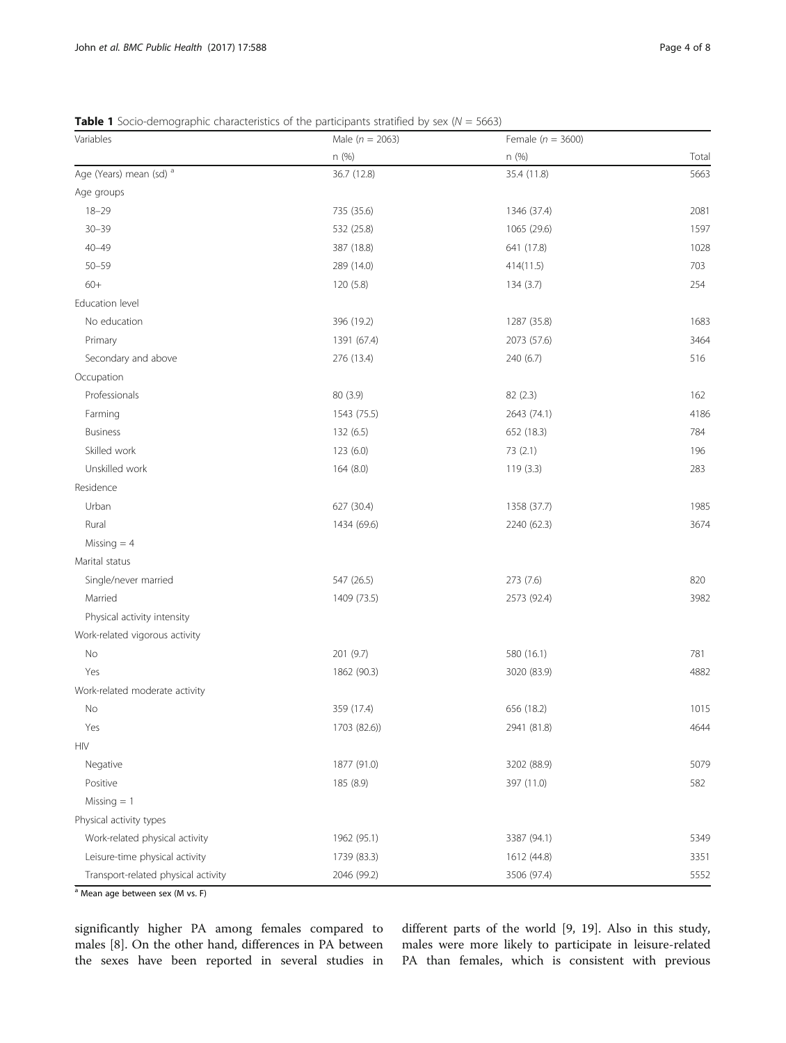**Table 1** Socio-demographic characteristics of the participants stratified by sex ($N = 5663$)

| Variables | Male ($n = 2063$) | Female ($n = 3600$) | |
|---|---|---|---|
| | n (%) | n (%) | Total |
| Age (Years) mean (sd) [a] | 36.7 (12.8) | 35.4 (11.8) | 5663 |
| Age groups | | | |
| 18–29 | 735 (35.6) | 1346 (37.4) | 2081 |
| 30–39 | 532 (25.8) | 1065 (29.6) | 1597 |
| 40–49 | 387 (18.8) | 641 (17.8) | 1028 |
| 50–59 | 289 (14.0) | 414(11.5) | 703 |
| 60+ | 120 (5.8) | 134 (3.7) | 254 |
| Education level | | | |
| No education | 396 (19.2) | 1287 (35.8) | 1683 |
| Primary | 1391 (67.4) | 2073 (57.6) | 3464 |
| Secondary and above | 276 (13.4) | 240 (6.7) | 516 |
| Occupation | | | |
| Professionals | 80 (3.9) | 82 (2.3) | 162 |
| Farming | 1543 (75.5) | 2643 (74.1) | 4186 |
| Business | 132 (6.5) | 652 (18.3) | 784 |
| Skilled work | 123 (6.0) | 73 (2.1) | 196 |
| Unskilled work | 164 (8.0) | 119 (3.3) | 283 |
| Residence | | | |
| Urban | 627 (30.4) | 1358 (37.7) | 1985 |
| Rural | 1434 (69.6) | 2240 (62.3) | 3674 |
| Missing = 4 | | | |
| Marital status | | | |
| Single/never married | 547 (26.5) | 273 (7.6) | 820 |
| Married | 1409 (73.5) | 2573 (92.4) | 3982 |
| Physical activity intensity | | | |
| Work-related vigorous activity | | | |
| No | 201 (9.7) | 580 (16.1) | 781 |
| Yes | 1862 (90.3) | 3020 (83.9) | 4882 |
| Work-related moderate activity | | | |
| No | 359 (17.4) | 656 (18.2) | 1015 |
| Yes | 1703 (82.6)) | 2941 (81.8) | 4644 |
| HIV | | | |
| Negative | 1877 (91.0) | 3202 (88.9) | 5079 |
| Positive | 185 (8.9) | 397 (11.0) | 582 |
| Missing = 1 | | | |
| Physical activity types | | | |
| Work-related physical activity | 1962 (95.1) | 3387 (94.1) | 5349 |
| Leisure-time physical activity | 1739 (83.3) | 1612 (44.8) | 3351 |
| Transport-related physical activity | 2046 (99.2) | 3506 (97.4) | 5552 |

[a] Mean age between sex (M vs. F)

significantly higher PA among females compared to males [8]. On the other hand, differences in PA between the sexes have been reported in several studies in different parts of the world [9, 19]. Also in this study, males were more likely to participate in leisure-related PA than females, which is consistent with previous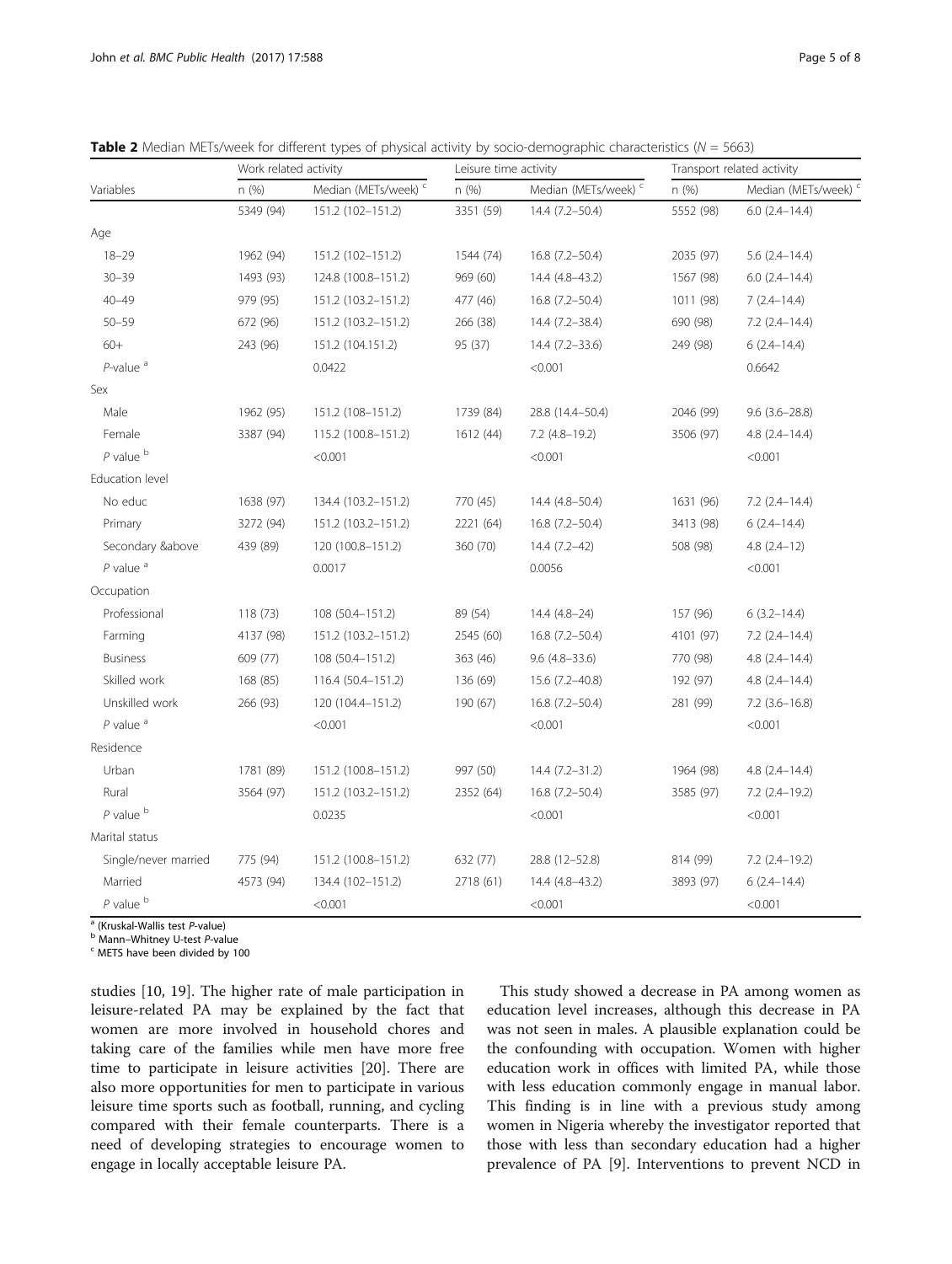**Table 2** Median METs/week for different types of physical activity by socio-demographic characteristics (*N* = 5663)

| Variables | Work related activity | | Leisure time activity | | Transport related activity | |
|---|---|---|---|---|---|---|
| | n (%) | Median (METs/week) [c] | n (%) | Median (METs/week) [c] | n (%) | Median (METs/week) [c] |
| | 5349 (94) | 151.2 (102–151.2) | 3351 (59) | 14.4 (7.2–50.4) | 5552 (98) | 6.0 (2.4–14.4) |
| Age | | | | | | |
| 18–29 | 1962 (94) | 151.2 (102–151.2) | 1544 (74) | 16.8 (7.2–50.4) | 2035 (97) | 5.6 (2.4–14.4) |
| 30–39 | 1493 (93) | 124.8 (100.8–151.2) | 969 (60) | 14.4 (4.8–43.2) | 1567 (98) | 6.0 (2.4–14.4) |
| 40–49 | 979 (95) | 151.2 (103.2–151.2) | 477 (46) | 16.8 (7.2–50.4) | 1011 (98) | 7 (2.4–14.4) |
| 50–59 | 672 (96) | 151.2 (103.2–151.2) | 266 (38) | 14.4 (7.2–38.4) | 690 (98) | 7.2 (2.4–14.4) |
| 60+ | 243 (96) | 151.2 (104.151.2) | 95 (37) | 14.4 (7.2–33.6) | 249 (98) | 6 (2.4–14.4) |
| *P*-value [a] | | 0.0422 | | <0.001 | | 0.6642 |
| Sex | | | | | | |
| Male | 1962 (95) | 151.2 (108–151.2) | 1739 (84) | 28.8 (14.4–50.4) | 2046 (99) | 9.6 (3.6–28.8) |
| Female | 3387 (94) | 115.2 (100.8–151.2) | 1612 (44) | 7.2 (4.8–19.2) | 3506 (97) | 4.8 (2.4–14.4) |
| *P* value [b] | | <0.001 | | <0.001 | | <0.001 |
| Education level | | | | | | |
| No educ | 1638 (97) | 134.4 (103.2–151.2) | 770 (45) | 14.4 (4.8–50.4) | 1631 (96) | 7.2 (2.4–14.4) |
| Primary | 3272 (94) | 151.2 (103.2–151.2) | 2221 (64) | 16.8 (7.2–50.4) | 3413 (98) | 6 (2.4–14.4) |
| Secondary &above | 439 (89) | 120 (100.8–151.2) | 360 (70) | 14.4 (7.2–42) | 508 (98) | 4.8 (2.4–12) |
| *P* value [a] | | 0.0017 | | 0.0056 | | <0.001 |
| Occupation | | | | | | |
| Professional | 118 (73) | 108 (50.4–151.2) | 89 (54) | 14.4 (4.8–24) | 157 (96) | 6 (3.2–14.4) |
| Farming | 4137 (98) | 151.2 (103.2–151.2) | 2545 (60) | 16.8 (7.2–50.4) | 4101 (97) | 7.2 (2.4–14.4) |
| Business | 609 (77) | 108 (50.4–151.2) | 363 (46) | 9.6 (4.8–33.6) | 770 (98) | 4.8 (2.4–14.4) |
| Skilled work | 168 (85) | 116.4 (50.4–151.2) | 136 (69) | 15.6 (7.2–40.8) | 192 (97) | 4.8 (2.4–14.4) |
| Unskilled work | 266 (93) | 120 (104.4–151.2) | 190 (67) | 16.8 (7.2–50.4) | 281 (99) | 7.2 (3.6–16.8) |
| *P* value [a] | | <0.001 | | <0.001 | | <0.001 |
| Residence | | | | | | |
| Urban | 1781 (89) | 151.2 (100.8–151.2) | 997 (50) | 14.4 (7.2–31.2) | 1964 (98) | 4.8 (2.4–14.4) |
| Rural | 3564 (97) | 151.2 (103.2–151.2) | 2352 (64) | 16.8 (7.2–50.4) | 3585 (97) | 7.2 (2.4–19.2) |
| *P* value [b] | | 0.0235 | | <0.001 | | <0.001 |
| Marital status | | | | | | |
| Single/never married | 775 (94) | 151.2 (100.8–151.2) | 632 (77) | 28.8 (12–52.8) | 814 (99) | 7.2 (2.4–19.2) |
| Married | 4573 (94) | 134.4 (102–151.2) | 2718 (61) | 14.4 (4.8–43.2) | 3893 (97) | 6 (2.4–14.4) |
| *P* value [b] | | <0.001 | | <0.001 | | <0.001 |

[a] (Kruskal-Wallis test *P*-value)
[b] Mann–Whitney U-test *P*-value
[c] METS have been divided by 100

studies [10, 19]. The higher rate of male participation in leisure-related PA may be explained by the fact that women are more involved in household chores and taking care of the families while men have more free time to participate in leisure activities [20]. There are also more opportunities for men to participate in various leisure time sports such as football, running, and cycling compared with their female counterparts. There is a need of developing strategies to encourage women to engage in locally acceptable leisure PA.

This study showed a decrease in PA among women as education level increases, although this decrease in PA was not seen in males. A plausible explanation could be the confounding with occupation. Women with higher education work in offices with limited PA, while those with less education commonly engage in manual labor. This finding is in line with a previous study among women in Nigeria whereby the investigator reported that those with less than secondary education had a higher prevalence of PA [9]. Interventions to prevent NCD in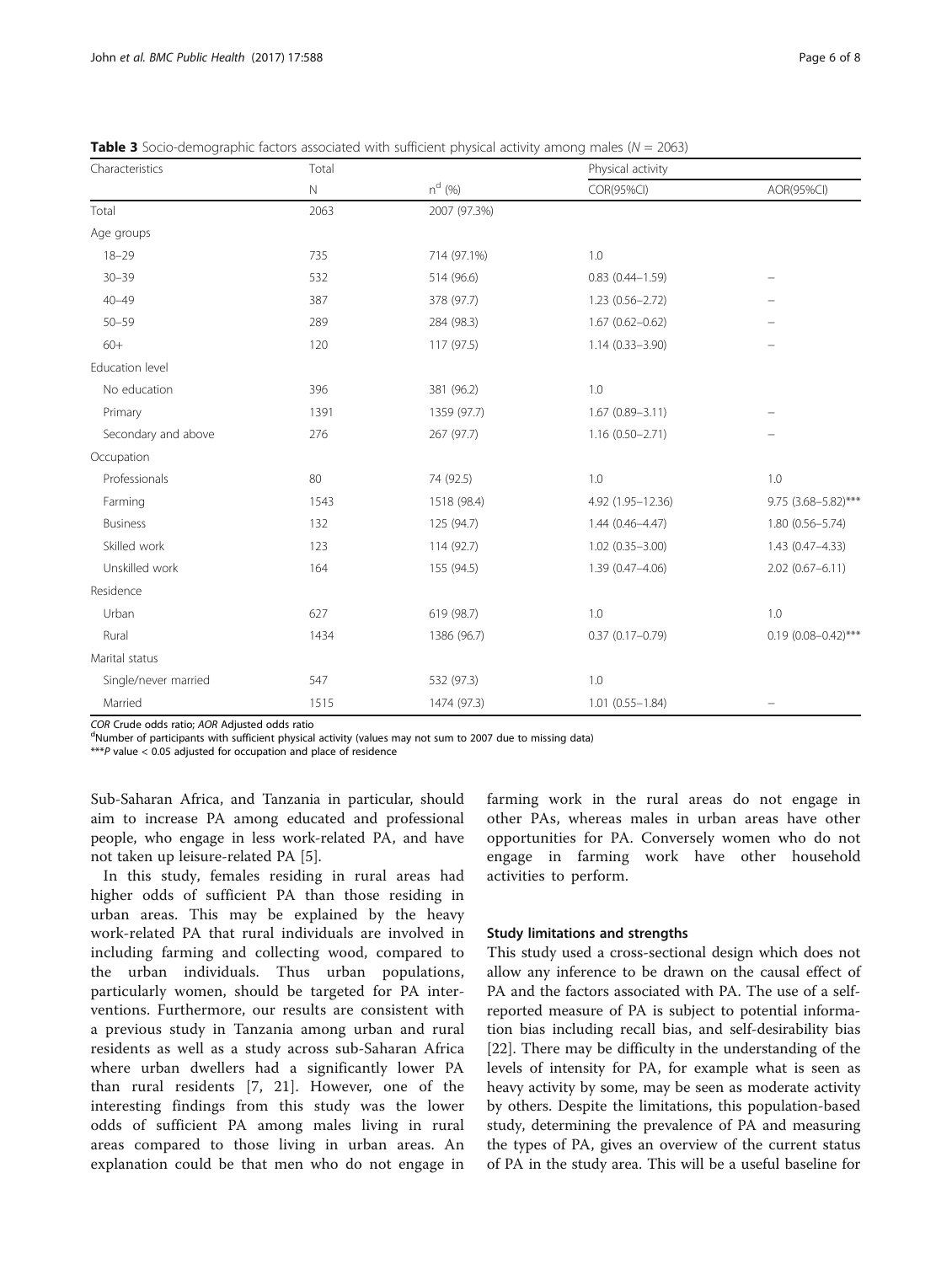**Table 3** Socio-demographic factors associated with sufficient physical activity among males ($N$ = 2063)

| Characteristics | Total | | Physical activity | |
|---|---|---|---|---|
| | N | n[d] (%) | COR(95%CI) | AOR(95%CI) |
| Total | 2063 | 2007 (97.3%) | | |
| Age groups | | | | |
| 18–29 | 735 | 714 (97.1%) | 1.0 | |
| 30–39 | 532 | 514 (96.6) | 0.83 (0.44–1.59) | – |
| 40–49 | 387 | 378 (97.7) | 1.23 (0.56–2.72) | – |
| 50–59 | 289 | 284 (98.3) | 1.67 (0.62–0.62) | – |
| 60+ | 120 | 117 (97.5) | 1.14 (0.33–3.90) | – |
| Education level | | | | |
| No education | 396 | 381 (96.2) | 1.0 | |
| Primary | 1391 | 1359 (97.7) | 1.67 (0.89–3.11) | – |
| Secondary and above | 276 | 267 (97.7) | 1.16 (0.50–2.71) | – |
| Occupation | | | | |
| Professionals | 80 | 74 (92.5) | 1.0 | 1.0 |
| Farming | 1543 | 1518 (98.4) | 4.92 (1.95–12.36) | 9.75 (3.68–5.82)*** |
| Business | 132 | 125 (94.7) | 1.44 (0.46–4.47) | 1.80 (0.56–5.74) |
| Skilled work | 123 | 114 (92.7) | 1.02 (0.35–3.00) | 1.43 (0.47–4.33) |
| Unskilled work | 164 | 155 (94.5) | 1.39 (0.47–4.06) | 2.02 (0.67–6.11) |
| Residence | | | | |
| Urban | 627 | 619 (98.7) | 1.0 | 1.0 |
| Rural | 1434 | 1386 (96.7) | 0.37 (0.17–0.79) | 0.19 (0.08–0.42)*** |
| Marital status | | | | |
| Single/never married | 547 | 532 (97.3) | 1.0 | |
| Married | 1515 | 1474 (97.3) | 1.01 (0.55–1.84) | – |

*COR* Crude odds ratio; *AOR* Adjusted odds ratio

[d]Number of participants with sufficient physical activity (values may not sum to 2007 due to missing data)

***$P$ value < 0.05 adjusted for occupation and place of residence

Sub-Saharan Africa, and Tanzania in particular, should aim to increase PA among educated and professional people, who engage in less work-related PA, and have not taken up leisure-related PA [5].

In this study, females residing in rural areas had higher odds of sufficient PA than those residing in urban areas. This may be explained by the heavy work-related PA that rural individuals are involved in including farming and collecting wood, compared to the urban individuals. Thus urban populations, particularly women, should be targeted for PA interventions. Furthermore, our results are consistent with a previous study in Tanzania among urban and rural residents as well as a study across sub-Saharan Africa where urban dwellers had a significantly lower PA than rural residents [7, 21]. However, one of the interesting findings from this study was the lower odds of sufficient PA among males living in rural areas compared to those living in urban areas. An explanation could be that men who do not engage in farming work in the rural areas do not engage in other PAs, whereas males in urban areas have other opportunities for PA. Conversely women who do not engage in farming work have other household activities to perform.

### Study limitations and strengths

This study used a cross-sectional design which does not allow any inference to be drawn on the causal effect of PA and the factors associated with PA. The use of a self-reported measure of PA is subject to potential information bias including recall bias, and self-desirability bias [22]. There may be difficulty in the understanding of the levels of intensity for PA, for example what is seen as heavy activity by some, may be seen as moderate activity by others. Despite the limitations, this population-based study, determining the prevalence of PA and measuring the types of PA, gives an overview of the current status of PA in the study area. This will be a useful baseline for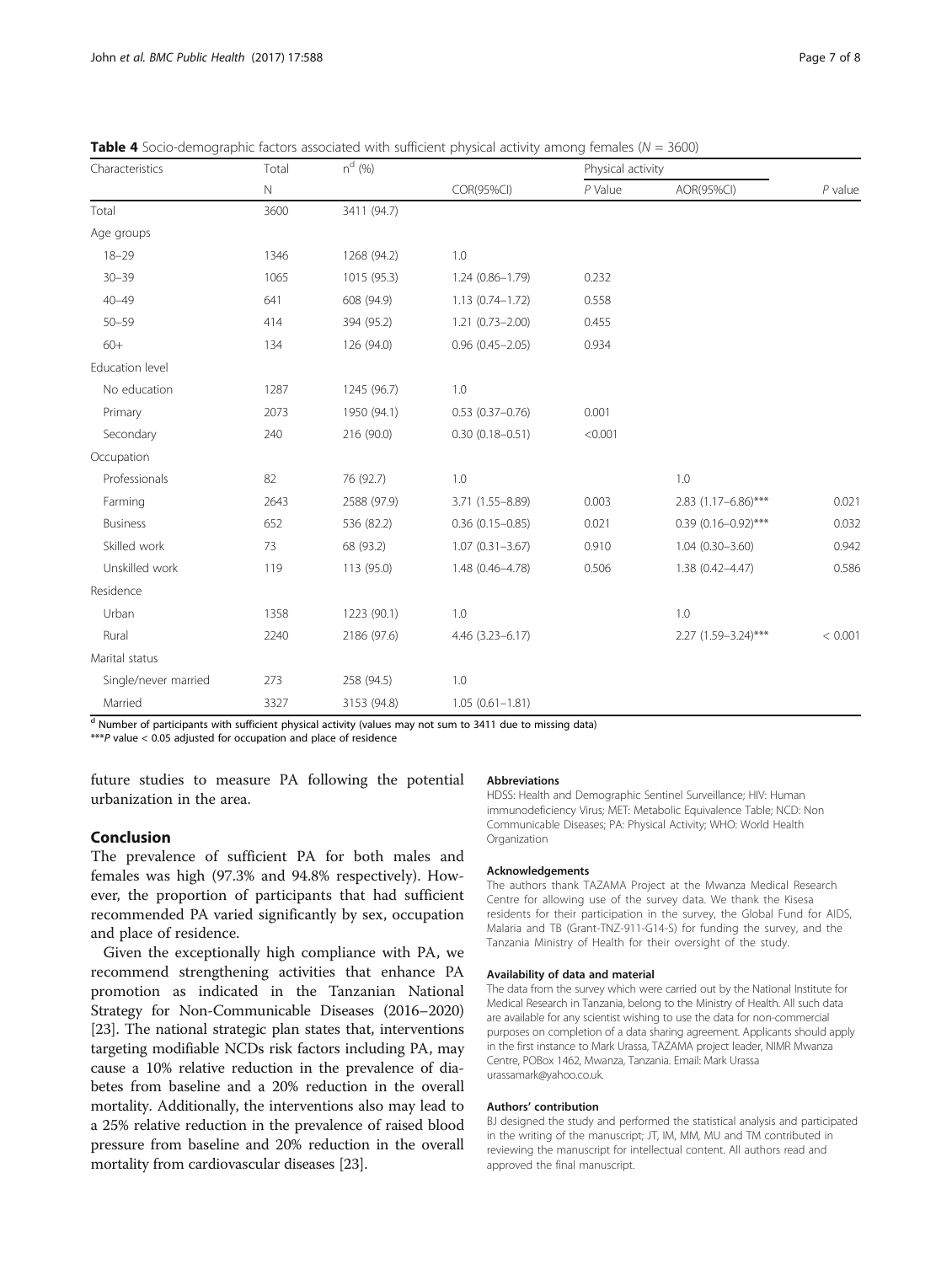**Table 4** Socio-demographic factors associated with sufficient physical activity among females ($N$ = 3600)

| Characteristics | Total | n[d] (%) | Physical activity | | | |
|---|---|---|---|---|---|---|
| | N | | COR(95%CI) | *P* Value | AOR(95%CI) | *P* value |
| Total | 3600 | 3411 (94.7) | | | | |
| Age groups | | | | | | |
| 18–29 | 1346 | 1268 (94.2) | 1.0 | | | |
| 30–39 | 1065 | 1015 (95.3) | 1.24 (0.86–1.79) | 0.232 | | |
| 40–49 | 641 | 608 (94.9) | 1.13 (0.74–1.72) | 0.558 | | |
| 50–59 | 414 | 394 (95.2) | 1.21 (0.73–2.00) | 0.455 | | |
| 60+ | 134 | 126 (94.0) | 0.96 (0.45–2.05) | 0.934 | | |
| Education level | | | | | | |
| No education | 1287 | 1245 (96.7) | 1.0 | | | |
| Primary | 2073 | 1950 (94.1) | 0.53 (0.37–0.76) | 0.001 | | |
| Secondary | 240 | 216 (90.0) | 0.30 (0.18–0.51) | <0.001 | | |
| Occupation | | | | | | |
| Professionals | 82 | 76 (92.7) | 1.0 | | 1.0 | |
| Farming | 2643 | 2588 (97.9) | 3.71 (1.55–8.89) | 0.003 | 2.83 (1.17–6.86)*** | 0.021 |
| Business | 652 | 536 (82.2) | 0.36 (0.15–0.85) | 0.021 | 0.39 (0.16–0.92)*** | 0.032 |
| Skilled work | 73 | 68 (93.2) | 1.07 (0.31–3.67) | 0.910 | 1.04 (0.30–3.60) | 0.942 |
| Unskilled work | 119 | 113 (95.0) | 1.48 (0.46–4.78) | 0.506 | 1.38 (0.42–4.47) | 0.586 |
| Residence | | | | | | |
| Urban | 1358 | 1223 (90.1) | 1.0 | | 1.0 | |
| Rural | 2240 | 2186 (97.6) | 4.46 (3.23–6.17) | | 2.27 (1.59–3.24)*** | < 0.001 |
| Marital status | | | | | | |
| Single/never married | 273 | 258 (94.5) | 1.0 | | | |
| Married | 3327 | 3153 (94.8) | 1.05 (0.61–1.81) | | | |

[d] Number of participants with sufficient physical activity (values may not sum to 3411 due to missing data)

***$P$ value < 0.05 adjusted for occupation and place of residence

future studies to measure PA following the potential urbanization in the area.

## Conclusion

The prevalence of sufficient PA for both males and females was high (97.3% and 94.8% respectively). However, the proportion of participants that had sufficient recommended PA varied significantly by sex, occupation and place of residence.

Given the exceptionally high compliance with PA, we recommend strengthening activities that enhance PA promotion as indicated in the Tanzanian National Strategy for Non-Communicable Diseases (2016–2020) [23]. The national strategic plan states that, interventions targeting modifiable NCDs risk factors including PA, may cause a 10% relative reduction in the prevalence of diabetes from baseline and a 20% reduction in the overall mortality. Additionally, the interventions also may lead to a 25% relative reduction in the prevalence of raised blood pressure from baseline and 20% reduction in the overall mortality from cardiovascular diseases [23].

#### Abbreviations

HDSS: Health and Demographic Sentinel Surveillance; HIV: Human immunodeficiency Virus; MET: Metabolic Equivalence Table; NCD: Non Communicable Diseases; PA: Physical Activity; WHO: World Health Organization

#### Acknowledgements

The authors thank TAZAMA Project at the Mwanza Medical Research Centre for allowing use of the survey data. We thank the Kisesa residents for their participation in the survey, the Global Fund for AIDS, Malaria and TB (Grant-TNZ-911-G14-S) for funding the survey, and the Tanzania Ministry of Health for their oversight of the study.

#### Availability of data and material

The data from the survey which were carried out by the National Institute for Medical Research in Tanzania, belong to the Ministry of Health. All such data are available for any scientist wishing to use the data for non-commercial purposes on completion of a data sharing agreement. Applicants should apply in the first instance to Mark Urassa, TAZAMA project leader, NIMR Mwanza Centre, POBox 1462, Mwanza, Tanzania. Email: Mark Urassa urassamark@yahoo.co.uk.

#### Authors' contribution

BJ designed the study and performed the statistical analysis and participated in the writing of the manuscript; JT, IM, MM, MU and TM contributed in reviewing the manuscript for intellectual content. All authors read and approved the final manuscript.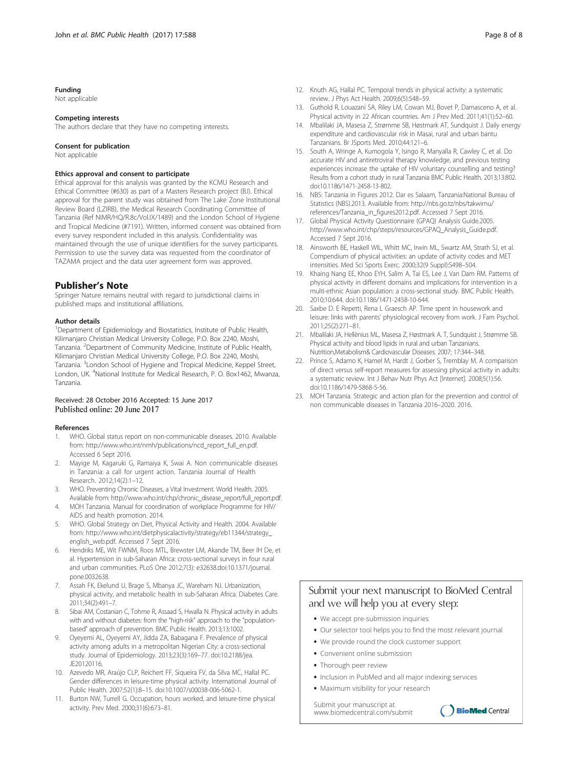#### Funding
Not applicable

#### Competing interests
The authors declare that they have no competing interests.

#### Consent for publication
Not applicable

#### Ethics approval and consent to participate
Ethical approval for this analysis was granted by the KCMU Research and Ethical Committee (#630) as part of a Masters Research project (BJ). Ethical approval for the parent study was obtained from The Lake Zone Institutional Review Board (LZIRB), the Medical Research Coordinating Committee of Tanzania (Ref NIMR/HQ/R.8c/Vol.IX/1489) and the London School of Hygiene and Tropical Medicine (#7191). Written, informed consent was obtained from every survey respondent included in this analysis. Confidentiality was maintained through the use of unique identifiers for the survey participants. Permission to use the survey data was requested from the coordinator of TAZAMA project and the data user agreement form was approved.

## Publisher's Note

Springer Nature remains neutral with regard to jurisdictional claims in published maps and institutional affiliations.

#### Author details
[1]Department of Epidemiology and Biostatistics, Institute of Public Health, Kilimanjaro Christian Medical University College, P.O. Box 2240, Moshi, Tanzania. [2]Department of Community Medicine, Institute of Public Health, Kilimanjaro Christian Medical University College, P.O. Box 2240, Moshi, Tanzania. [3]London School of Hygiene and Tropical Medicine, Keppel Street, London, UK. [4]National Institute for Medical Research, P. O. Box1462, Mwanza, Tanzania.

Received: 28 October 2016 Accepted: 15 June 2017
Published online: 20 June 2017

#### References
1. WHO. Global status report on non-communicable diseases. 2010. Available from: http://www.who.int/nmh/publications/ncd_report_full_en.pdf. Accessed 6 Sept 2016.
2. Mayige M, Kagaruki G, Ramaiya K, Swai A. Non communicable diseases in Tanzania: a call for urgent action. Tanzania Journal of Health Research. 2012;14(2):1–12.
3. WHO. Preventing Chronic Diseases, a Vital Investment. World Health. 2005. Available from: http://www.who.int/chp/chronic_disease_report/full_report.pdf.
4. MOH Tanzania. Manual for coordination of workplace Programme for HIV/AIDS and health promotion. 2014.
5. WHO. Global Strategy on Diet, Physical Activity and Health. 2004. Available from: http://www.who.int/dietphysicalactivity/strategy/eb11344/strategy_english_web.pdf. Accessed 7 Sept 2016.
6. Hendriks ME, Wit FWNM, Roos MTL, Brewster LM, Akande TM, Beer IH De, et al. Hypertension in sub-Saharan Africa: cross-sectional surveys in four rural and urban communities. PLoS One 2012;7(3): e32638.doi:10.1371/journal.pone.0032638.
7. Assah FK, Ekelund U, Brage S, Mbanya JC, Wareham NJ. Urbanization, physical activity, and metabolic health in sub-Saharan Africa. Diabetes Care. 2011;34(2):491–7.
8. Sibai AM, Costanian C, Tohme R, Assaad S, Hwalla N. Physical activity in adults with and without diabetes: from the "high-risk" approach to the "population-based" approach of prevention. BMC Public Health. 2013;13:1002.
9. Oyeyemi AL, Oyeyemi AY, Jidda ZA, Babagana F. Prevalence of physical activity among adults in a metropolitan Nigerian City: a cross-sectional study. Journal of Epidemiology. 2013;23(3):169–77. doi:10.2188/jea.JE20120116.
10. Azevedo MR, Araújo CLP, Reichert FF, Siqueira FV, da Silva MC, Hallal PC. Gender differences in leisure-time physical activity. International Journal of Public Health. 2007;52(1):8–15. doi:10.1007/s00038-006-5062-1.
11. Burton NW, Turrell G. Occupation, hours worked, and leisure-time physical activity. Prev Med. 2000;31(6):673–81.
12. Knuth AG, Hallal PC. Temporal trends in physical activity: a systematic review. J Phys Act Health. 2009;6(5):548–59.
13. Guthold R, Louazani SA, Riley LM, Cowan MJ, Bovet P, Damasceno A, et al. Physical activity in 22 African countries. Am J Prev Med. 2011;41(1):52–60.
14. Mbalilaki JA, Masesa Z, Strømme SB, Høstmark AT, Sundquist J. Daily energy expenditure and cardiovascular risk in Masai, rural and urban bantu Tanzanians. Br JSports Med. 2010;44:121–6.
15. South A, Wringe A, Kumogola Y, Isingo R, Manyalla R, Cawley C, et al. Do accurate HIV and antiretroviral therapy knowledge, and previous testing experiences increase the uptake of HIV voluntary counselling and testing? Results from a cohort study in rural Tanzania BMC Public Health. 2013;13:802. doi:10.1186/1471-2458-13-802.
16. NBS: Tanzania in Figures 2012. Dar es Salaam, Tanzania:National Bureau of Statistics (NBS).2013. Available from: http://nbs.go.tz/nbs/takwimu/references/Tanzania_in_figures2012.pdf. Accessed 7 Sept 2016.
17. Global Physical Activity Questionnaire (GPAQ) Analysis Guide.2005. http://www.who.int/chp/steps/resources/GPAQ_Analysis_Guide.pdf. Accessed 7 Sept 2016.
18. Ainsworth BE, Haskell WIL, Whitt MC, Irwin ML, Swartz AM, Strath SJ, et al. Compendium of physical activities: an update of activity codes and MET intensities. Med Sci Sports Exerc. 2000;32(9 Suppl):S498–504.
19. Khaing Nang EE, Khoo EYH, Salim A, Tai ES, Lee J, Van Dam RM. Patterns of physical activity in different domains and implications for intervention in a multi-ethnic Asian population: a cross-sectional study. BMC Public Health. 2010;10:644. doi:10.1186/1471-2458-10-644.
20. Saxbe D. E Repetti, Rena L Graesch AP. Time spent in housework and leisure: links with parents' physiological recovery from work. J Fam Psychol. 2011;25(2):271–81.
21. Mbalilaki JA, Hellènius ML, Masesa Z, Høstmark A. T, Sundquist J, Strømme SB. Physical activity and blood lipids in rural and urban Tanzanians. Nutrition,Metabolism& Cardiovascular Diseases. 2007; 17:344–348.
22. Prince S, Adamo K, Hamel M, Hardt J, Gorber S, Tremblay M. A comparison of direct versus self-report measures for assessing physical activity in adults: a systematic review. Int J Behav Nutr Phys Act [Internet]. 2008;5(1):56. doi:10.1186/1479-5868-5-56.
23. MOH Tanzania. Strategic and action plan for the prevention and control of non communicable diseases in Tanzania 2016–2020. 2016.

Submit your next manuscript to BioMed Central and we will help you at every step:

- We accept pre-submission inquiries
- Our selector tool helps you to find the most relevant journal
- We provide round the clock customer support
- Convenient online submission
- Thorough peer review
- Inclusion in PubMed and all major indexing services
- Maximum visibility for your research

Submit your manuscript at www.biomedcentral.com/submit

BioMed Central